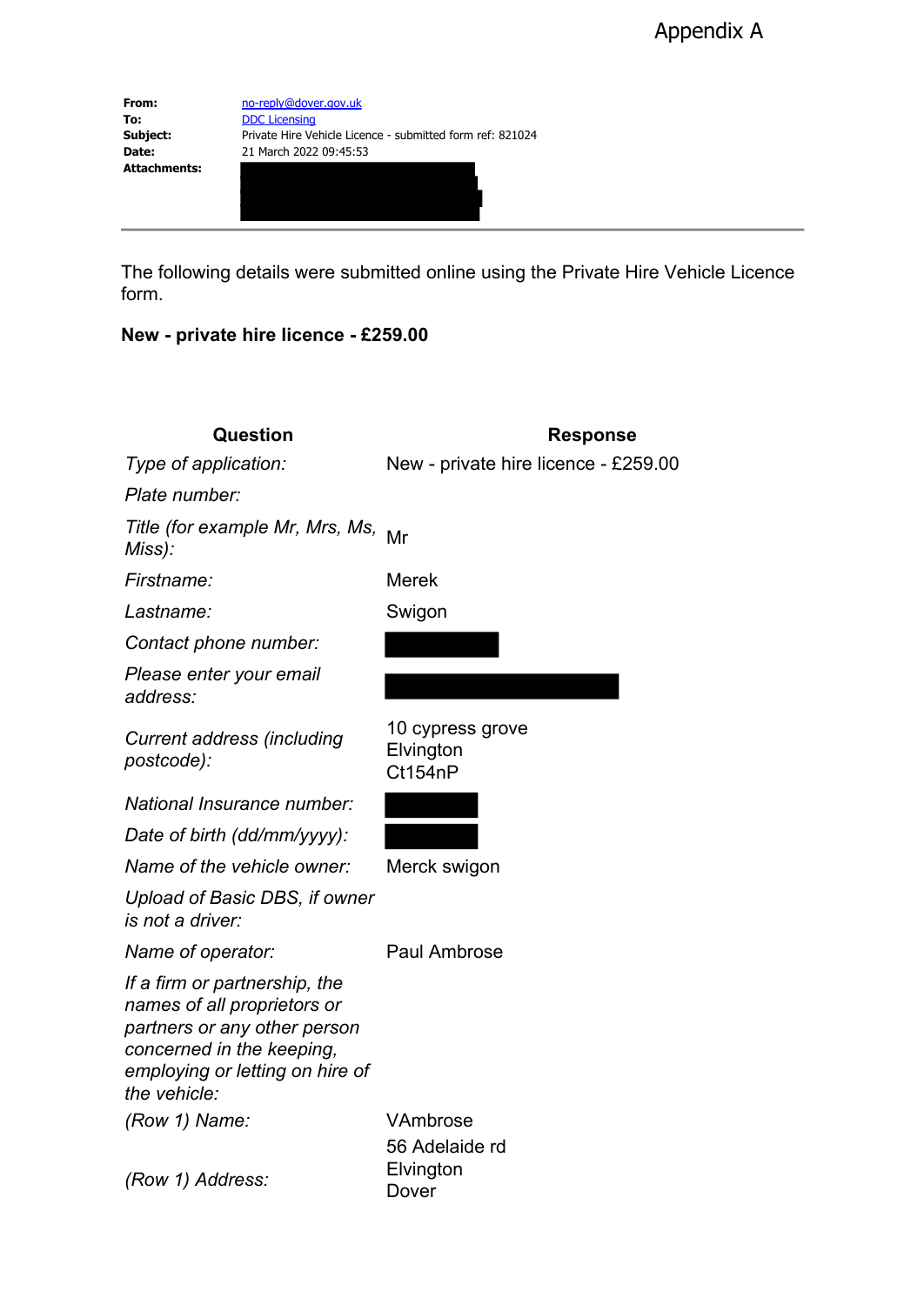Appendix A

| | |
|---|---|
| **From:** | no-reply@dover.gov.uk |
| **To:** | DDC Licensing |
| **Subject:** | Private Hire Vehicle Licence - submitted form ref: 821024 |
| **Date:** | 21 March 2022 09:45:53 |
| **Attachments:** | |

The following details were submitted online using the Private Hire Vehicle Licence form.

**New - private hire licence - £259.00**

| Question | Response |
|---|---|
| *Type of application:* | New - private hire licence - £259.00 |
| *Plate number:* | |
| *Title (for example Mr, Mrs, Ms, Miss):* | Mr |
| *Firstname:* | Merek |
| *Lastname:* | Swigon |
| *Contact phone number:* | |
| *Please enter your email address:* | |
| *Current address (including postcode):* | 10 cypress grove<br>Elvington<br>Ct154nP |
| *National Insurance number:* | |
| *Date of birth (dd/mm/yyyy):* | |
| *Name of the vehicle owner:* | Merck swigon |
| *Upload of Basic DBS, if owner is not a driver:* | |
| *Name of operator:* | Paul Ambrose |
| *If a firm or partnership, the names of all proprietors or partners or any other person concerned in the keeping, employing or letting on hire of the vehicle:* | |
| *(Row 1) Name:* | VAmbrose |
| *(Row 1) Address:* | 56 Adelaide rd<br>Elvington<br>Dover |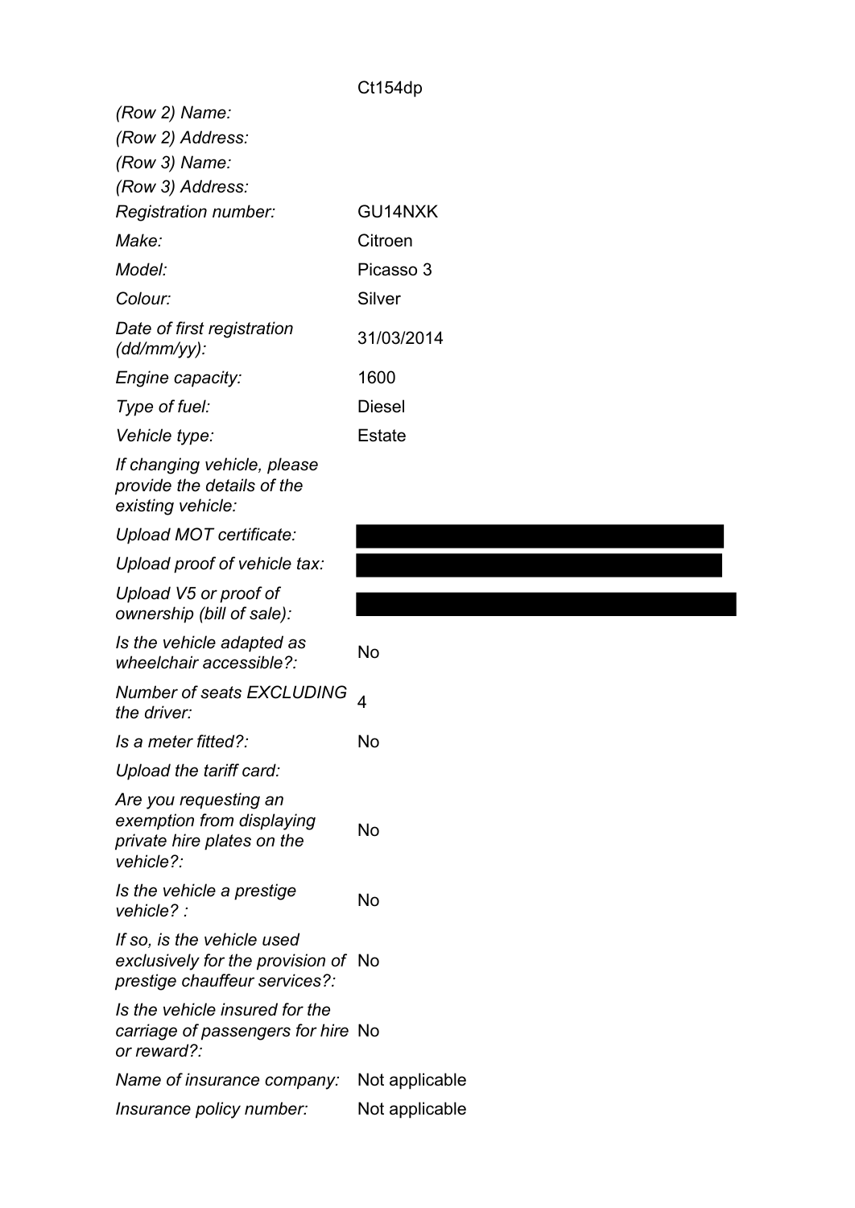| | |
|---|---|
| | Ct154dp |
| *(Row 2) Name:* | |
| *(Row 2) Address:* | |
| *(Row 3) Name:* | |
| *(Row 3) Address:* | |
| *Registration number:* | GU14NXK |
| *Make:* | Citroen |
| *Model:* | Picasso 3 |
| *Colour:* | Silver |
| *Date of first registration (dd/mm/yy):* | 31/03/2014 |
| *Engine capacity:* | 1600 |
| *Type of fuel:* | Diesel |
| *Vehicle type:* | Estate |
| *If changing vehicle, please provide the details of the existing vehicle:* | |
| *Upload MOT certificate:* | |
| *Upload proof of vehicle tax:* | |
| *Upload V5 or proof of ownership (bill of sale):* | |
| *Is the vehicle adapted as wheelchair accessible?:* | No |
| *Number of seats EXCLUDING the driver:* | 4 |
| *Is a meter fitted?:* | No |
| *Upload the tariff card:* | |
| *Are you requesting an exemption from displaying private hire plates on the vehicle?:* | No |
| *Is the vehicle a prestige vehicle? :* | No |
| *If so, is the vehicle used exclusively for the provision of prestige chauffeur services?:* | No |
| *Is the vehicle insured for the carriage of passengers for hire or reward?:* | No |
| *Name of insurance company:* | Not applicable |
| *Insurance policy number:* | Not applicable |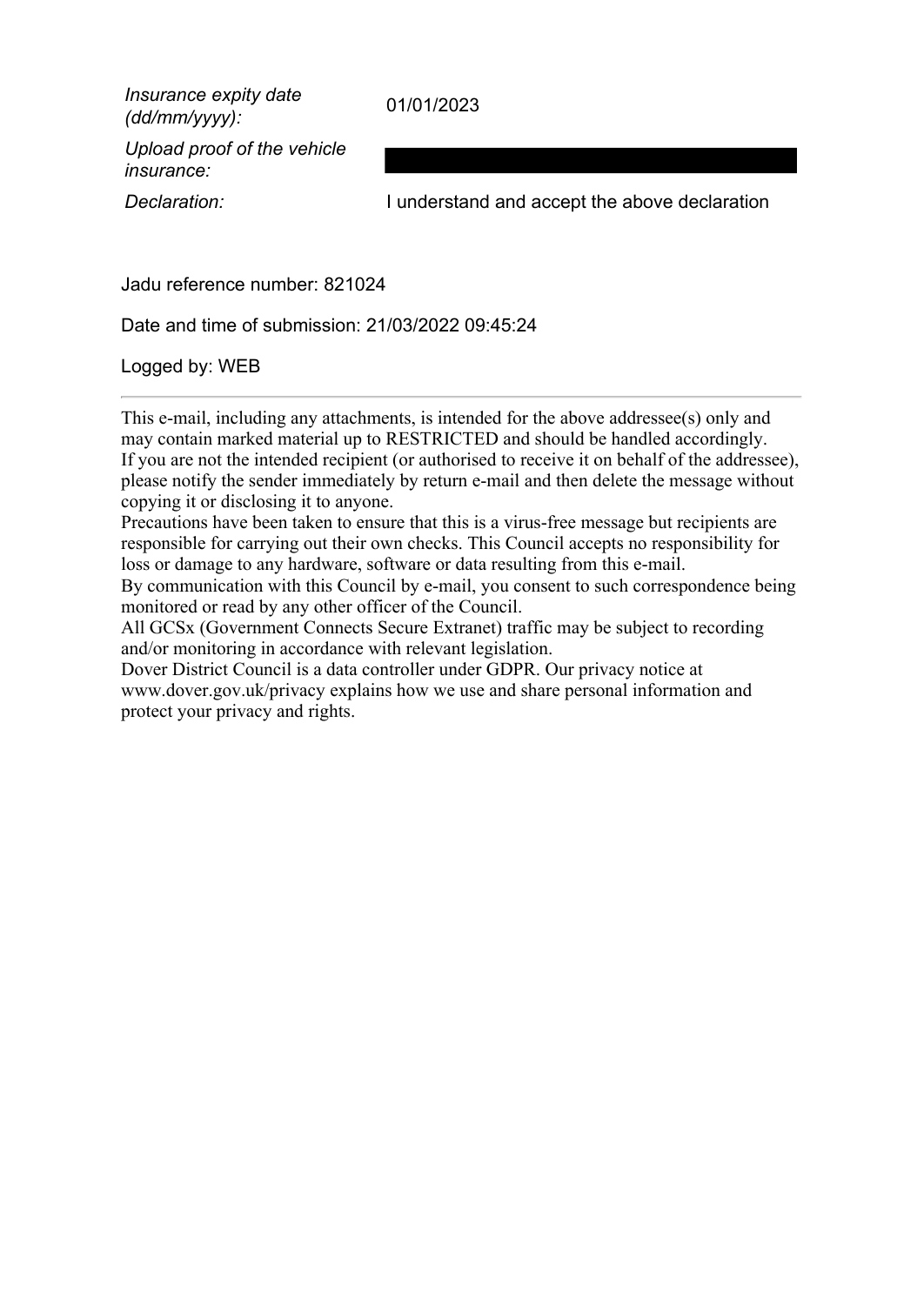| | |
|---|---|
| *Insurance expity date (dd/mm/yyyy):* | 01/01/2023 |
| *Upload proof of the vehicle insurance:* | █████████████████ |
| *Declaration:* | I understand and accept the above declaration |

Jadu reference number: 821024

Date and time of submission: 21/03/2022 09:45:24

Logged by: WEB

---

This e-mail, including any attachments, is intended for the above addressee(s) only and may contain marked material up to RESTRICTED and should be handled accordingly.
If you are not the intended recipient (or authorised to receive it on behalf of the addressee), please notify the sender immediately by return e-mail and then delete the message without copying it or disclosing it to anyone.
Precautions have been taken to ensure that this is a virus-free message but recipients are responsible for carrying out their own checks. This Council accepts no responsibility for loss or damage to any hardware, software or data resulting from this e-mail.
By communication with this Council by e-mail, you consent to such correspondence being monitored or read by any other officer of the Council.
All GCSx (Government Connects Secure Extranet) traffic may be subject to recording and/or monitoring in accordance with relevant legislation.
Dover District Council is a data controller under GDPR. Our privacy notice at www.dover.gov.uk/privacy explains how we use and share personal information and protect your privacy and rights.